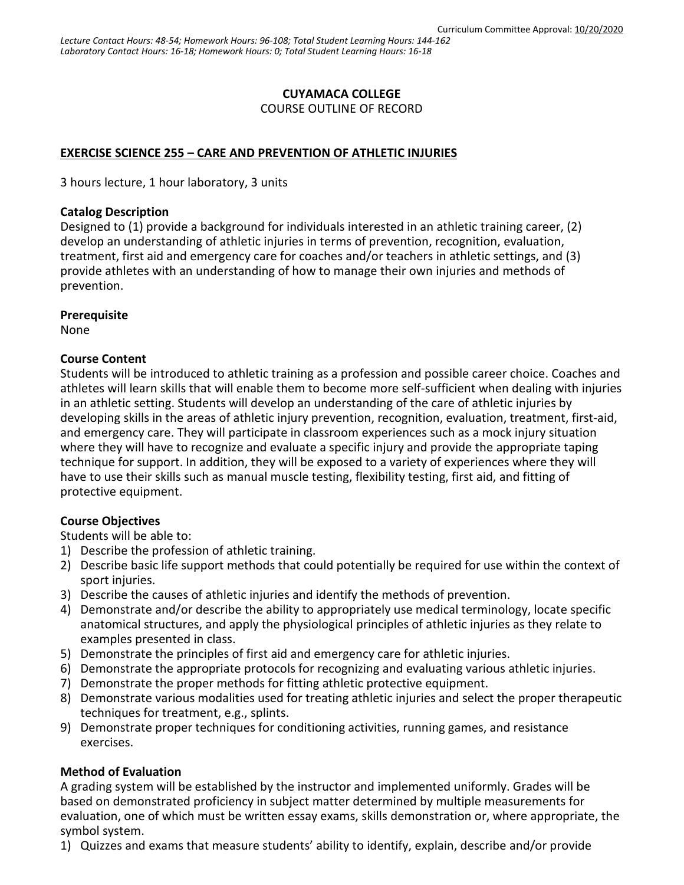Curriculum Committee Approval: 10/20/2020

*Lecture Contact Hours: 48-54; Homework Hours: 96-108; Total Student Learning Hours: 144-162*
*Laboratory Contact Hours: 16-18; Homework Hours: 0; Total Student Learning Hours: 16-18*

**CUYAMACA COLLEGE**
COURSE OUTLINE OF RECORD

**EXERCISE SCIENCE 255 – CARE AND PREVENTION OF ATHLETIC INJURIES**

3 hours lecture, 1 hour laboratory, 3 units

**Catalog Description**
Designed to (1) provide a background for individuals interested in an athletic training career, (2) develop an understanding of athletic injuries in terms of prevention, recognition, evaluation, treatment, first aid and emergency care for coaches and/or teachers in athletic settings, and (3) provide athletes with an understanding of how to manage their own injuries and methods of prevention.

**Prerequisite**
None

**Course Content**
Students will be introduced to athletic training as a profession and possible career choice. Coaches and athletes will learn skills that will enable them to become more self-sufficient when dealing with injuries in an athletic setting. Students will develop an understanding of the care of athletic injuries by developing skills in the areas of athletic injury prevention, recognition, evaluation, treatment, first-aid, and emergency care. They will participate in classroom experiences such as a mock injury situation where they will have to recognize and evaluate a specific injury and provide the appropriate taping technique for support. In addition, they will be exposed to a variety of experiences where they will have to use their skills such as manual muscle testing, flexibility testing, first aid, and fitting of protective equipment.

**Course Objectives**
Students will be able to:

1) Describe the profession of athletic training.
2) Describe basic life support methods that could potentially be required for use within the context of sport injuries.
3) Describe the causes of athletic injuries and identify the methods of prevention.
4) Demonstrate and/or describe the ability to appropriately use medical terminology, locate specific anatomical structures, and apply the physiological principles of athletic injuries as they relate to examples presented in class.
5) Demonstrate the principles of first aid and emergency care for athletic injuries.
6) Demonstrate the appropriate protocols for recognizing and evaluating various athletic injuries.
7) Demonstrate the proper methods for fitting athletic protective equipment.
8) Demonstrate various modalities used for treating athletic injuries and select the proper therapeutic techniques for treatment, e.g., splints.
9) Demonstrate proper techniques for conditioning activities, running games, and resistance exercises.

**Method of Evaluation**
A grading system will be established by the instructor and implemented uniformly. Grades will be based on demonstrated proficiency in subject matter determined by multiple measurements for evaluation, one of which must be written essay exams, skills demonstration or, where appropriate, the symbol system.

1) Quizzes and exams that measure students' ability to identify, explain, describe and/or provide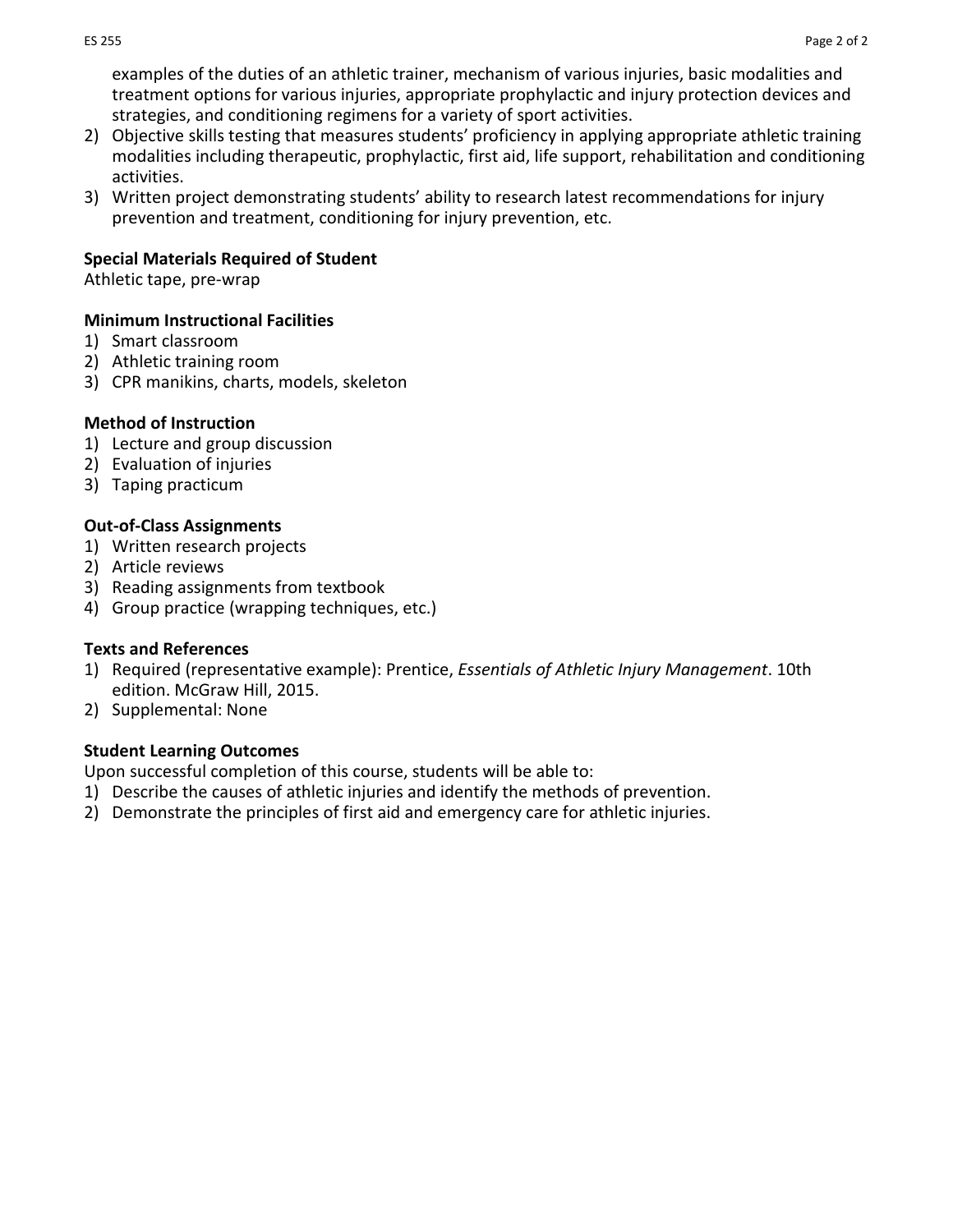examples of the duties of an athletic trainer, mechanism of various injuries, basic modalities and treatment options for various injuries, appropriate prophylactic and injury protection devices and strategies, and conditioning regimens for a variety of sport activities.

2) Objective skills testing that measures students' proficiency in applying appropriate athletic training modalities including therapeutic, prophylactic, first aid, life support, rehabilitation and conditioning activities.
3) Written project demonstrating students' ability to research latest recommendations for injury prevention and treatment, conditioning for injury prevention, etc.

**Special Materials Required of Student**

Athletic tape, pre-wrap

**Minimum Instructional Facilities**

1) Smart classroom
2) Athletic training room
3) CPR manikins, charts, models, skeleton

**Method of Instruction**

1) Lecture and group discussion
2) Evaluation of injuries
3) Taping practicum

**Out-of-Class Assignments**

1) Written research projects
2) Article reviews
3) Reading assignments from textbook
4) Group practice (wrapping techniques, etc.)

**Texts and References**

1) Required (representative example): Prentice, *Essentials of Athletic Injury Management*. 10th edition. McGraw Hill, 2015.
2) Supplemental: None

**Student Learning Outcomes**

Upon successful completion of this course, students will be able to:

1) Describe the causes of athletic injuries and identify the methods of prevention.
2) Demonstrate the principles of first aid and emergency care for athletic injuries.